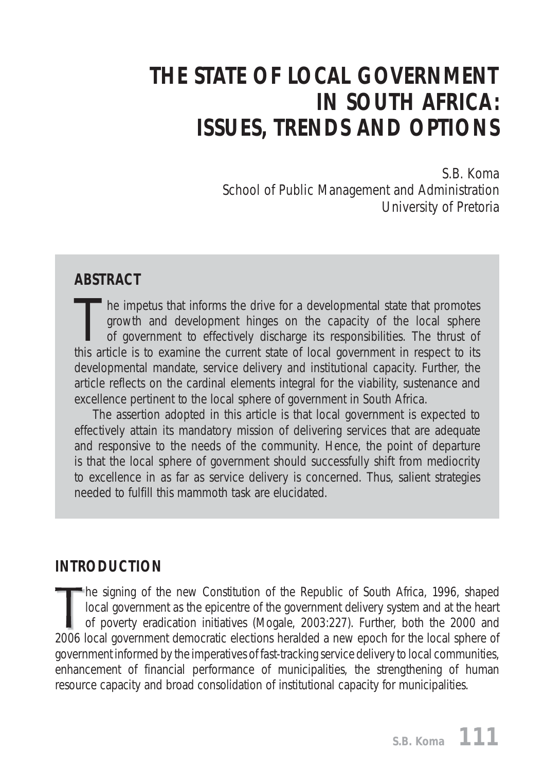# THE STATE OF LOCAL GOVERNMENT IN SOUTH AFRICA: ISSUES, TRENDS AND OPTIONS

S.B. Koma
School of Public Management and Administration
University of Pretoria

## ABSTRACT

The impetus that informs the drive for a developmental state that promotes growth and development hinges on the capacity of the local sphere of government to effectively discharge its responsibilities. The thrust of this article is to examine the current state of local government in respect to its developmental mandate, service delivery and institutional capacity. Further, the article reflects on the cardinal elements integral for the viability, sustenance and excellence pertinent to the local sphere of government in South Africa.

The assertion adopted in this article is that local government is expected to effectively attain its mandatory mission of delivering services that are adequate and responsive to the needs of the community. Hence, the point of departure is that the local sphere of government should successfully shift from mediocrity to excellence in as far as service delivery is concerned. Thus, salient strategies needed to fulfill this mammoth task are elucidated.

## INTRODUCTION

The signing of the new Constitution of the Republic of South Africa, 1996, shaped local government as the epicentre of the government delivery system and at the heart of poverty eradication initiatives (Mogale, 2003:227). Further, both the 2000 and 2006 local government democratic elections heralded a new epoch for the local sphere of government informed by the imperatives of fast-tracking service delivery to local communities, enhancement of financial performance of municipalities, the strengthening of human resource capacity and broad consolidation of institutional capacity for municipalities.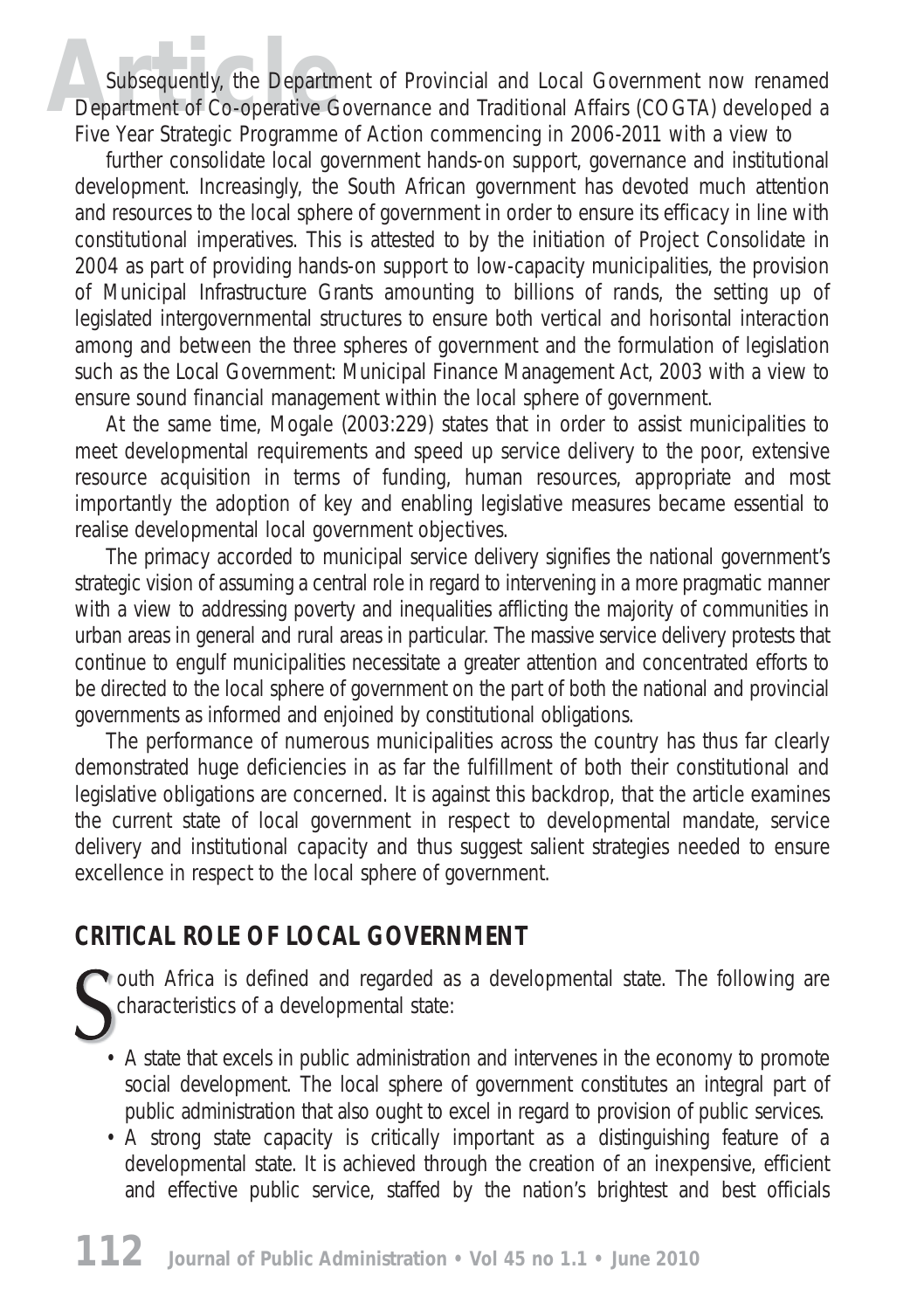Subsequently, the Department of Provincial and Local Government now renamed Department of Co-operative Governance and Traditional Affairs (COGTA) developed a Five Year Strategic Programme of Action commencing in 2006-2011 with a view to

further consolidate local government hands-on support, governance and institutional development. Increasingly, the South African government has devoted much attention and resources to the local sphere of government in order to ensure its efficacy in line with constitutional imperatives. This is attested to by the initiation of Project Consolidate in 2004 as part of providing hands-on support to low-capacity municipalities, the provision of Municipal Infrastructure Grants amounting to billions of rands, the setting up of legislated intergovernmental structures to ensure both vertical and horisontal interaction among and between the three spheres of government and the formulation of legislation such as the Local Government: Municipal Finance Management Act, 2003 with a view to ensure sound financial management within the local sphere of government.

At the same time, Mogale (2003:229) states that in order to assist municipalities to meet developmental requirements and speed up service delivery to the poor, extensive resource acquisition in terms of funding, human resources, appropriate and most importantly the adoption of key and enabling legislative measures became essential to realise developmental local government objectives.

The primacy accorded to municipal service delivery signifies the national government's strategic vision of assuming a central role in regard to intervening in a more pragmatic manner with a view to addressing poverty and inequalities afflicting the majority of communities in urban areas in general and rural areas in particular. The massive service delivery protests that continue to engulf municipalities necessitate a greater attention and concentrated efforts to be directed to the local sphere of government on the part of both the national and provincial governments as informed and enjoined by constitutional obligations.

The performance of numerous municipalities across the country has thus far clearly demonstrated huge deficiencies in as far the fulfillment of both their constitutional and legislative obligations are concerned. It is against this backdrop, that the article examines the current state of local government in respect to developmental mandate, service delivery and institutional capacity and thus suggest salient strategies needed to ensure excellence in respect to the local sphere of government.

## CRITICAL ROLE OF LOCAL GOVERNMENT

South Africa is defined and regarded as a developmental state. The following are characteristics of a developmental state:

- A state that excels in public administration and intervenes in the economy to promote social development. The local sphere of government constitutes an integral part of public administration that also ought to excel in regard to provision of public services.
- A strong state capacity is critically important as a distinguishing feature of a developmental state. It is achieved through the creation of an inexpensive, efficient and effective public service, staffed by the nation's brightest and best officials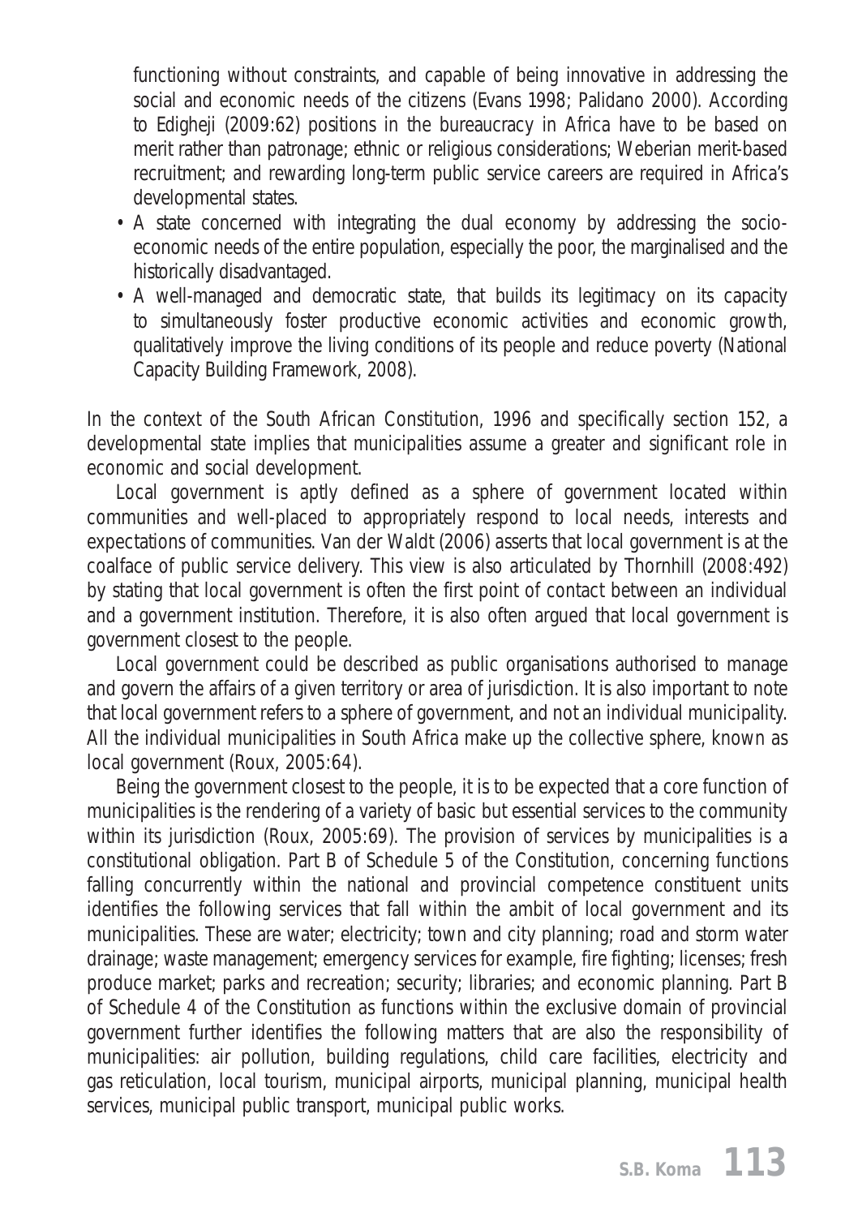functioning without constraints, and capable of being innovative in addressing the social and economic needs of the citizens (Evans 1998; Palidano 2000). According to Edigheji (2009:62) positions in the bureaucracy in Africa have to be based on merit rather than patronage; ethnic or religious considerations; Weberian merit-based recruitment; and rewarding long-term public service careers are required in Africa's developmental states.

- A state concerned with integrating the dual economy by addressing the socio-economic needs of the entire population, especially the poor, the marginalised and the historically disadvantaged.
- A well-managed and democratic state, that builds its legitimacy on its capacity to simultaneously foster productive economic activities and economic growth, qualitatively improve the living conditions of its people and reduce poverty (National Capacity Building Framework, 2008).

In the context of the South African Constitution, 1996 and specifically section 152, a developmental state implies that municipalities assume a greater and significant role in economic and social development.

Local government is aptly defined as a sphere of government located within communities and well-placed to appropriately respond to local needs, interests and expectations of communities. Van der Waldt (2006) asserts that local government is at the coalface of public service delivery. This view is also articulated by Thornhill (2008:492) by stating that local government is often the first point of contact between an individual and a government institution. Therefore, it is also often argued that local government is government closest to the people.

Local government could be described as public organisations authorised to manage and govern the affairs of a given territory or area of jurisdiction. It is also important to note that local government refers to a sphere of government, and not an individual municipality. All the individual municipalities in South Africa make up the collective sphere, known as local government (Roux, 2005:64).

Being the government closest to the people, it is to be expected that a core function of municipalities is the rendering of a variety of basic but essential services to the community within its jurisdiction (Roux, 2005:69). The provision of services by municipalities is a constitutional obligation. Part B of Schedule 5 of the Constitution, concerning functions falling concurrently within the national and provincial competence constituent units identifies the following services that fall within the ambit of local government and its municipalities. These are water; electricity; town and city planning; road and storm water drainage; waste management; emergency services for example, fire fighting; licenses; fresh produce market; parks and recreation; security; libraries; and economic planning. Part B of Schedule 4 of the Constitution as functions within the exclusive domain of provincial government further identifies the following matters that are also the responsibility of municipalities: air pollution, building regulations, child care facilities, electricity and gas reticulation, local tourism, municipal airports, municipal planning, municipal health services, municipal public transport, municipal public works.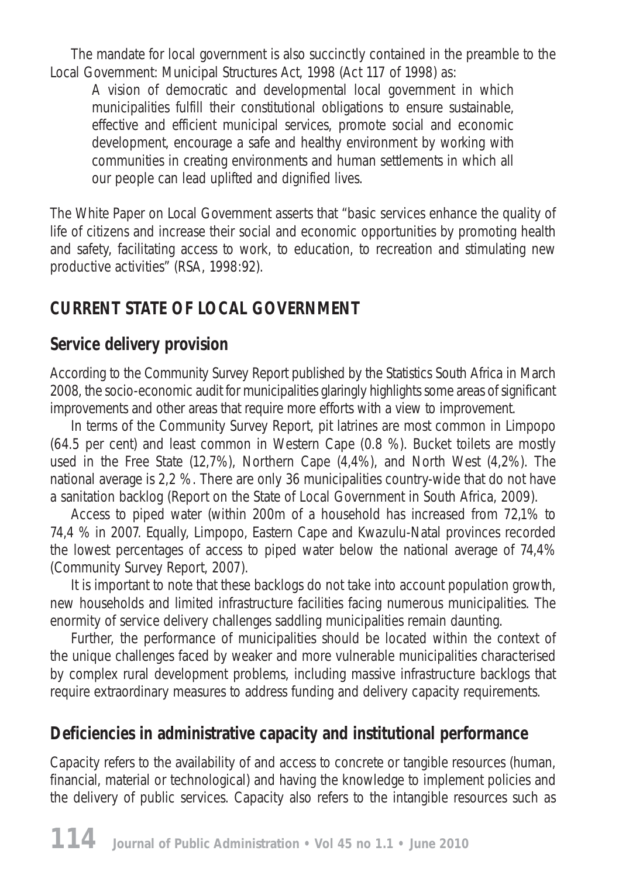The mandate for local government is also succinctly contained in the preamble to the Local Government: Municipal Structures Act, 1998 (Act 117 of 1998) as:

> A vision of democratic and developmental local government in which municipalities fulfill their constitutional obligations to ensure sustainable, effective and efficient municipal services, promote social and economic development, encourage a safe and healthy environment by working with communities in creating environments and human settlements in which all our people can lead uplifted and dignified lives.

The White Paper on Local Government asserts that "basic services enhance the quality of life of citizens and increase their social and economic opportunities by promoting health and safety, facilitating access to work, to education, to recreation and stimulating new productive activities" (RSA, 1998:92).

## CURRENT STATE OF LOCAL GOVERNMENT

### Service delivery provision

According to the Community Survey Report published by the Statistics South Africa in March 2008, the socio-economic audit for municipalities glaringly highlights some areas of significant improvements and other areas that require more efforts with a view to improvement.

In terms of the Community Survey Report, pit latrines are most common in Limpopo (64.5 per cent) and least common in Western Cape (0.8 %). Bucket toilets are mostly used in the Free State (12,7%), Northern Cape (4,4%), and North West (4,2%). The national average is 2,2 %. There are only 36 municipalities country-wide that do not have a sanitation backlog (Report on the State of Local Government in South Africa, 2009).

Access to piped water (within 200m of a household has increased from 72,1% to 74,4 % in 2007. Equally, Limpopo, Eastern Cape and Kwazulu-Natal provinces recorded the lowest percentages of access to piped water below the national average of 74,4% (Community Survey Report, 2007).

It is important to note that these backlogs do not take into account population growth, new households and limited infrastructure facilities facing numerous municipalities. The enormity of service delivery challenges saddling municipalities remain daunting.

Further, the performance of municipalities should be located within the context of the unique challenges faced by weaker and more vulnerable municipalities characterised by complex rural development problems, including massive infrastructure backlogs that require extraordinary measures to address funding and delivery capacity requirements.

### Deficiencies in administrative capacity and institutional performance

Capacity refers to the availability of and access to concrete or tangible resources (human, financial, material or technological) and having the knowledge to implement policies and the delivery of public services. Capacity also refers to the intangible resources such as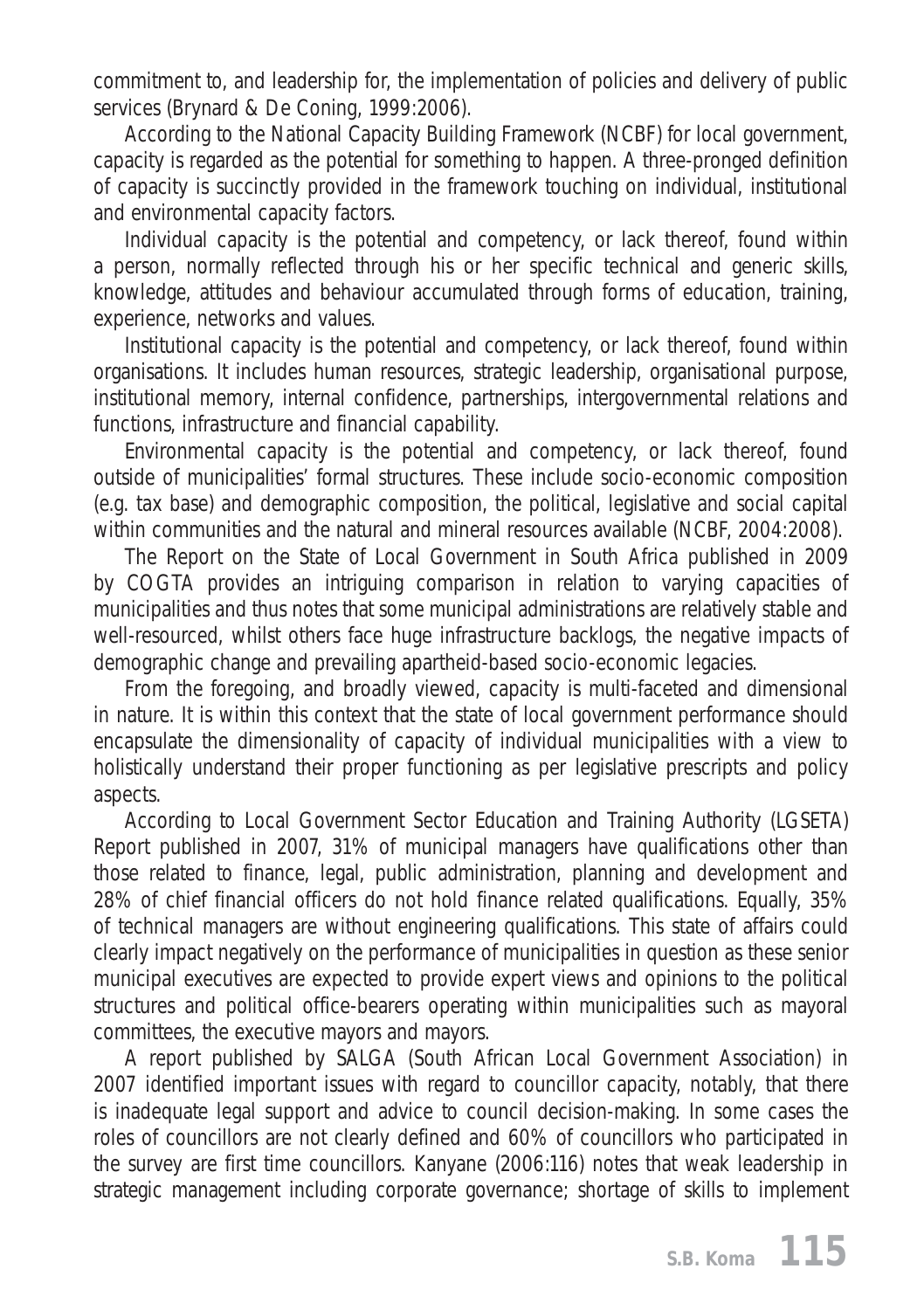commitment to, and leadership for, the implementation of policies and delivery of public services (Brynard & De Coning, 1999:2006).

According to the National Capacity Building Framework (NCBF) for local government, capacity is regarded as the potential for something to happen. A three-pronged definition of capacity is succinctly provided in the framework touching on individual, institutional and environmental capacity factors.

Individual capacity is the potential and competency, or lack thereof, found within a person, normally reflected through his or her specific technical and generic skills, knowledge, attitudes and behaviour accumulated through forms of education, training, experience, networks and values.

Institutional capacity is the potential and competency, or lack thereof, found within organisations. It includes human resources, strategic leadership, organisational purpose, institutional memory, internal confidence, partnerships, intergovernmental relations and functions, infrastructure and financial capability.

Environmental capacity is the potential and competency, or lack thereof, found outside of municipalities' formal structures. These include socio-economic composition (e.g. tax base) and demographic composition, the political, legislative and social capital within communities and the natural and mineral resources available (NCBF, 2004:2008).

The Report on the State of Local Government in South Africa published in 2009 by COGTA provides an intriguing comparison in relation to varying capacities of municipalities and thus notes that some municipal administrations are relatively stable and well-resourced, whilst others face huge infrastructure backlogs, the negative impacts of demographic change and prevailing apartheid-based socio-economic legacies.

From the foregoing, and broadly viewed, capacity is multi-faceted and dimensional in nature. It is within this context that the state of local government performance should encapsulate the dimensionality of capacity of individual municipalities with a view to holistically understand their proper functioning as per legislative prescripts and policy aspects.

According to Local Government Sector Education and Training Authority (LGSETA) Report published in 2007, 31% of municipal managers have qualifications other than those related to finance, legal, public administration, planning and development and 28% of chief financial officers do not hold finance related qualifications. Equally, 35% of technical managers are without engineering qualifications. This state of affairs could clearly impact negatively on the performance of municipalities in question as these senior municipal executives are expected to provide expert views and opinions to the political structures and political office-bearers operating within municipalities such as mayoral committees, the executive mayors and mayors.

A report published by SALGA (South African Local Government Association) in 2007 identified important issues with regard to councillor capacity, notably, that there is inadequate legal support and advice to council decision-making. In some cases the roles of councillors are not clearly defined and 60% of councillors who participated in the survey are first time councillors. Kanyane (2006:116) notes that weak leadership in strategic management including corporate governance; shortage of skills to implement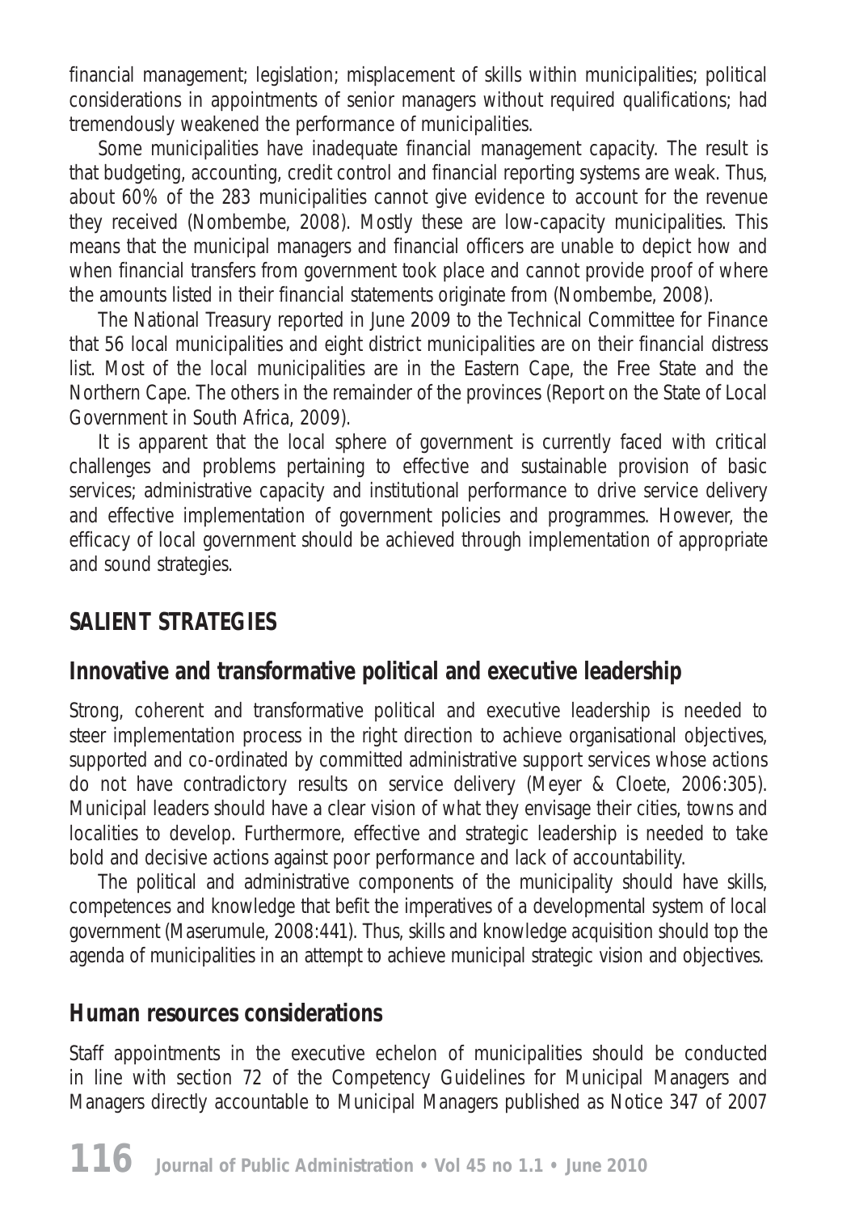financial management; legislation; misplacement of skills within municipalities; political considerations in appointments of senior managers without required qualifications; had tremendously weakened the performance of municipalities.

Some municipalities have inadequate financial management capacity. The result is that budgeting, accounting, credit control and financial reporting systems are weak. Thus, about 60% of the 283 municipalities cannot give evidence to account for the revenue they received (Nombembe, 2008). Mostly these are low-capacity municipalities. This means that the municipal managers and financial officers are unable to depict how and when financial transfers from government took place and cannot provide proof of where the amounts listed in their financial statements originate from (Nombembe, 2008).

The National Treasury reported in June 2009 to the Technical Committee for Finance that 56 local municipalities and eight district municipalities are on their financial distress list. Most of the local municipalities are in the Eastern Cape, the Free State and the Northern Cape. The others in the remainder of the provinces (Report on the State of Local Government in South Africa, 2009).

It is apparent that the local sphere of government is currently faced with critical challenges and problems pertaining to effective and sustainable provision of basic services; administrative capacity and institutional performance to drive service delivery and effective implementation of government policies and programmes. However, the efficacy of local government should be achieved through implementation of appropriate and sound strategies.

## SALIENT STRATEGIES

### Innovative and transformative political and executive leadership

Strong, coherent and transformative political and executive leadership is needed to steer implementation process in the right direction to achieve organisational objectives, supported and co-ordinated by committed administrative support services whose actions do not have contradictory results on service delivery (Meyer & Cloete, 2006:305). Municipal leaders should have a clear vision of what they envisage their cities, towns and localities to develop. Furthermore, effective and strategic leadership is needed to take bold and decisive actions against poor performance and lack of accountability.

The political and administrative components of the municipality should have skills, competences and knowledge that befit the imperatives of a developmental system of local government (Maserumule, 2008:441). Thus, skills and knowledge acquisition should top the agenda of municipalities in an attempt to achieve municipal strategic vision and objectives.

### Human resources considerations

Staff appointments in the executive echelon of municipalities should be conducted in line with section 72 of the Competency Guidelines for Municipal Managers and Managers directly accountable to Municipal Managers published as Notice 347 of 2007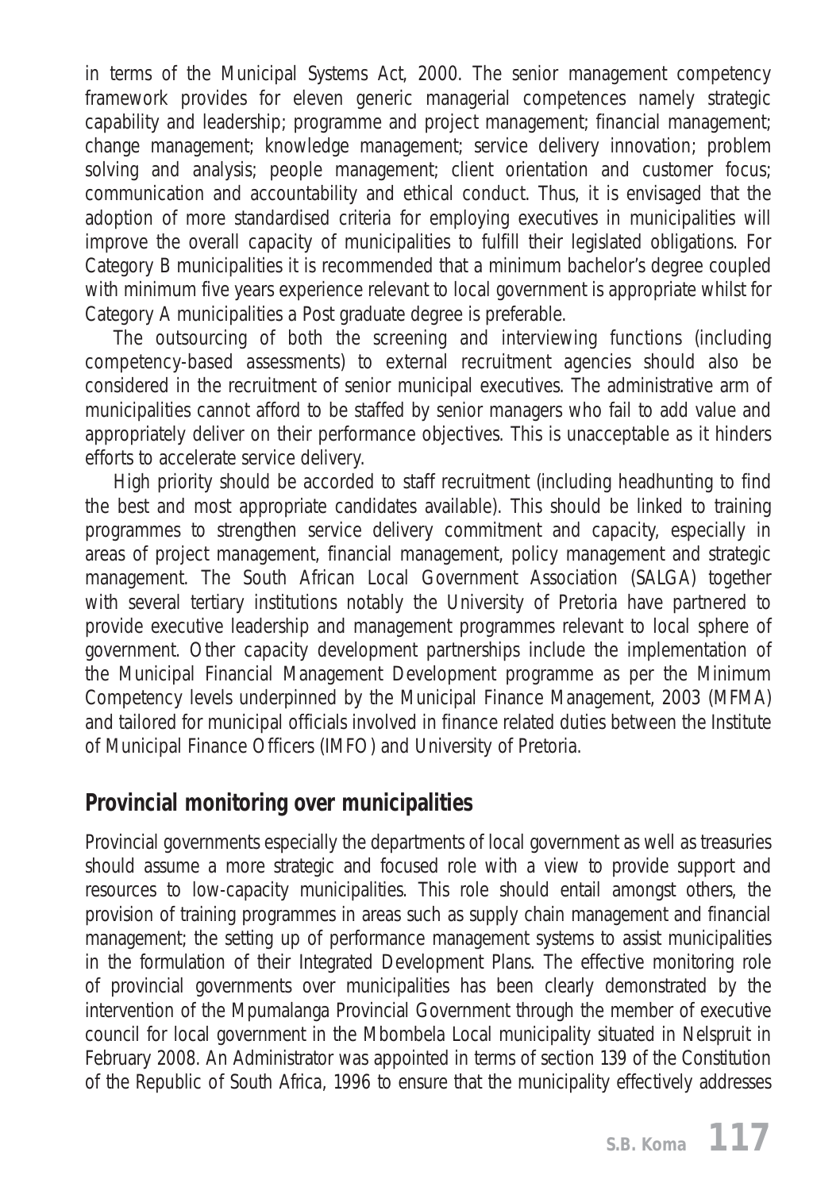in terms of the Municipal Systems Act, 2000. The senior management competency framework provides for eleven generic managerial competences namely strategic capability and leadership; programme and project management; financial management; change management; knowledge management; service delivery innovation; problem solving and analysis; people management; client orientation and customer focus; communication and accountability and ethical conduct. Thus, it is envisaged that the adoption of more standardised criteria for employing executives in municipalities will improve the overall capacity of municipalities to fulfill their legislated obligations. For Category B municipalities it is recommended that a minimum bachelor's degree coupled with minimum five years experience relevant to local government is appropriate whilst for Category A municipalities a Post graduate degree is preferable.

The outsourcing of both the screening and interviewing functions (including competency-based assessments) to external recruitment agencies should also be considered in the recruitment of senior municipal executives. The administrative arm of municipalities cannot afford to be staffed by senior managers who fail to add value and appropriately deliver on their performance objectives. This is unacceptable as it hinders efforts to accelerate service delivery.

High priority should be accorded to staff recruitment (including headhunting to find the best and most appropriate candidates available). This should be linked to training programmes to strengthen service delivery commitment and capacity, especially in areas of project management, financial management, policy management and strategic management. The South African Local Government Association (SALGA) together with several tertiary institutions notably the University of Pretoria have partnered to provide executive leadership and management programmes relevant to local sphere of government. Other capacity development partnerships include the implementation of the Municipal Financial Management Development programme as per the Minimum Competency levels underpinned by the Municipal Finance Management, 2003 (MFMA) and tailored for municipal officials involved in finance related duties between the Institute of Municipal Finance Officers (IMFO) and University of Pretoria.

## Provincial monitoring over municipalities

Provincial governments especially the departments of local government as well as treasuries should assume a more strategic and focused role with a view to provide support and resources to low-capacity municipalities. This role should entail amongst others, the provision of training programmes in areas such as supply chain management and financial management; the setting up of performance management systems to assist municipalities in the formulation of their Integrated Development Plans. The effective monitoring role of provincial governments over municipalities has been clearly demonstrated by the intervention of the Mpumalanga Provincial Government through the member of executive council for local government in the Mbombela Local municipality situated in Nelspruit in February 2008. An Administrator was appointed in terms of section 139 of the Constitution of the Republic of South Africa, 1996 to ensure that the municipality effectively addresses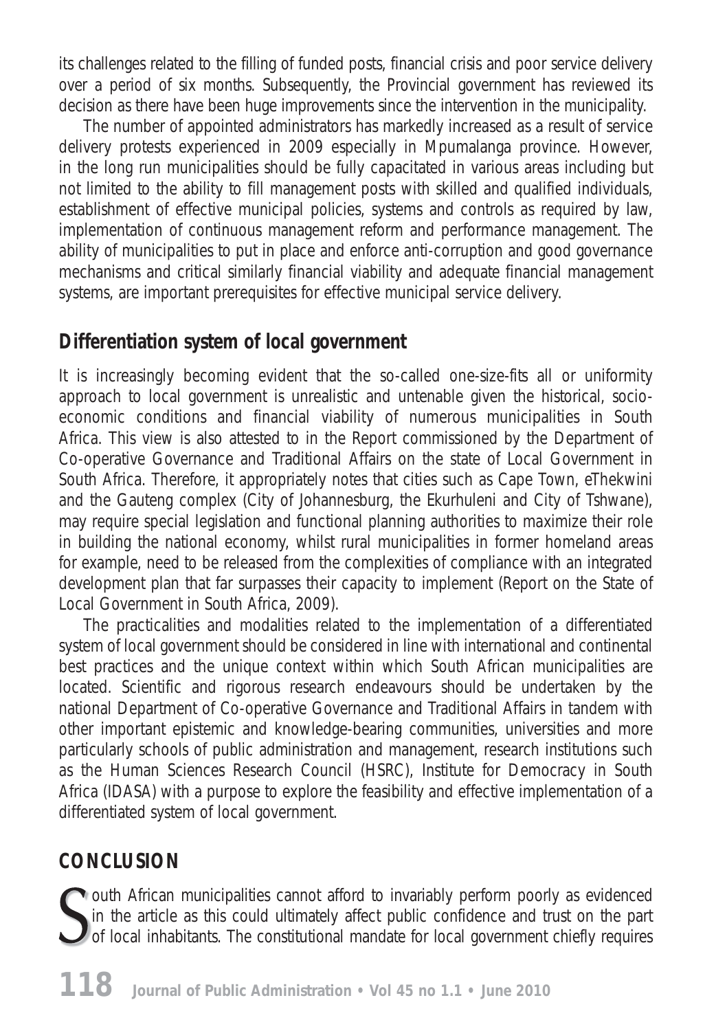its challenges related to the filling of funded posts, financial crisis and poor service delivery over a period of six months. Subsequently, the Provincial government has reviewed its decision as there have been huge improvements since the intervention in the municipality.

The number of appointed administrators has markedly increased as a result of service delivery protests experienced in 2009 especially in Mpumalanga province. However, in the long run municipalities should be fully capacitated in various areas including but not limited to the ability to fill management posts with skilled and qualified individuals, establishment of effective municipal policies, systems and controls as required by law, implementation of continuous management reform and performance management. The ability of municipalities to put in place and enforce anti-corruption and good governance mechanisms and critical similarly financial viability and adequate financial management systems, are important prerequisites for effective municipal service delivery.

## Differentiation system of local government

It is increasingly becoming evident that the so-called one-size-fits all or uniformity approach to local government is unrealistic and untenable given the historical, socio-economic conditions and financial viability of numerous municipalities in South Africa. This view is also attested to in the Report commissioned by the Department of Co-operative Governance and Traditional Affairs on the state of Local Government in South Africa. Therefore, it appropriately notes that cities such as Cape Town, eThekwini and the Gauteng complex (City of Johannesburg, the Ekurhuleni and City of Tshwane), may require special legislation and functional planning authorities to maximize their role in building the national economy, whilst rural municipalities in former homeland areas for example, need to be released from the complexities of compliance with an integrated development plan that far surpasses their capacity to implement (Report on the State of Local Government in South Africa, 2009).

The practicalities and modalities related to the implementation of a differentiated system of local government should be considered in line with international and continental best practices and the unique context within which South African municipalities are located. Scientific and rigorous research endeavours should be undertaken by the national Department of Co-operative Governance and Traditional Affairs in tandem with other important epistemic and knowledge-bearing communities, universities and more particularly schools of public administration and management, research institutions such as the Human Sciences Research Council (HSRC), Institute for Democracy in South Africa (IDASA) with a purpose to explore the feasibility and effective implementation of a differentiated system of local government.

## CONCLUSION

South African municipalities cannot afford to invariably perform poorly as evidenced in the article as this could ultimately affect public confidence and trust on the part of local inhabitants. The constitutional mandate for local government chiefly requires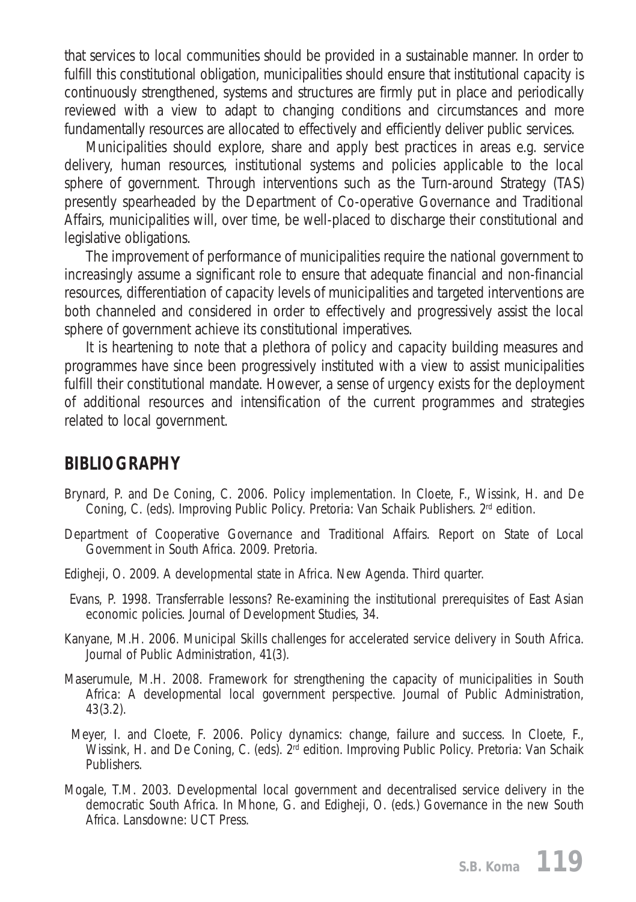that services to local communities should be provided in a sustainable manner. In order to fulfill this constitutional obligation, municipalities should ensure that institutional capacity is continuously strengthened, systems and structures are firmly put in place and periodically reviewed with a view to adapt to changing conditions and circumstances and more fundamentally resources are allocated to effectively and efficiently deliver public services.

Municipalities should explore, share and apply best practices in areas e.g. service delivery, human resources, institutional systems and policies applicable to the local sphere of government. Through interventions such as the Turn-around Strategy (TAS) presently spearheaded by the Department of Co-operative Governance and Traditional Affairs, municipalities will, over time, be well-placed to discharge their constitutional and legislative obligations.

The improvement of performance of municipalities require the national government to increasingly assume a significant role to ensure that adequate financial and non-financial resources, differentiation of capacity levels of municipalities and targeted interventions are both channeled and considered in order to effectively and progressively assist the local sphere of government achieve its constitutional imperatives.

It is heartening to note that a plethora of policy and capacity building measures and programmes have since been progressively instituted with a view to assist municipalities fulfill their constitutional mandate. However, a sense of urgency exists for the deployment of additional resources and intensification of the current programmes and strategies related to local government.

## BIBLIOGRAPHY

Brynard, P. and De Coning, C. 2006. Policy implementation. In Cloete, F., Wissink, H. and De Coning, C. (eds). Improving Public Policy. Pretoria: Van Schaik Publishers. 2rd edition.

Department of Cooperative Governance and Traditional Affairs. Report on State of Local Government in South Africa. 2009. Pretoria.

Edigheji, O. 2009. A developmental state in Africa. New Agenda. Third quarter.

Evans, P. 1998. Transferrable lessons? Re-examining the institutional prerequisites of East Asian economic policies. Journal of Development Studies, 34.

Kanyane, M.H. 2006. Municipal Skills challenges for accelerated service delivery in South Africa. Journal of Public Administration, 41(3).

Maserumule, M.H. 2008. Framework for strengthening the capacity of municipalities in South Africa: A developmental local government perspective. Journal of Public Administration, 43(3.2).

Meyer, I. and Cloete, F. 2006. Policy dynamics: change, failure and success. In Cloete, F., Wissink, H. and De Coning, C. (eds). 2rd edition. Improving Public Policy. Pretoria: Van Schaik Publishers.

Mogale, T.M. 2003. Developmental local government and decentralised service delivery in the democratic South Africa. In Mhone, G. and Edigheji, O. (eds.) Governance in the new South Africa. Lansdowne: UCT Press.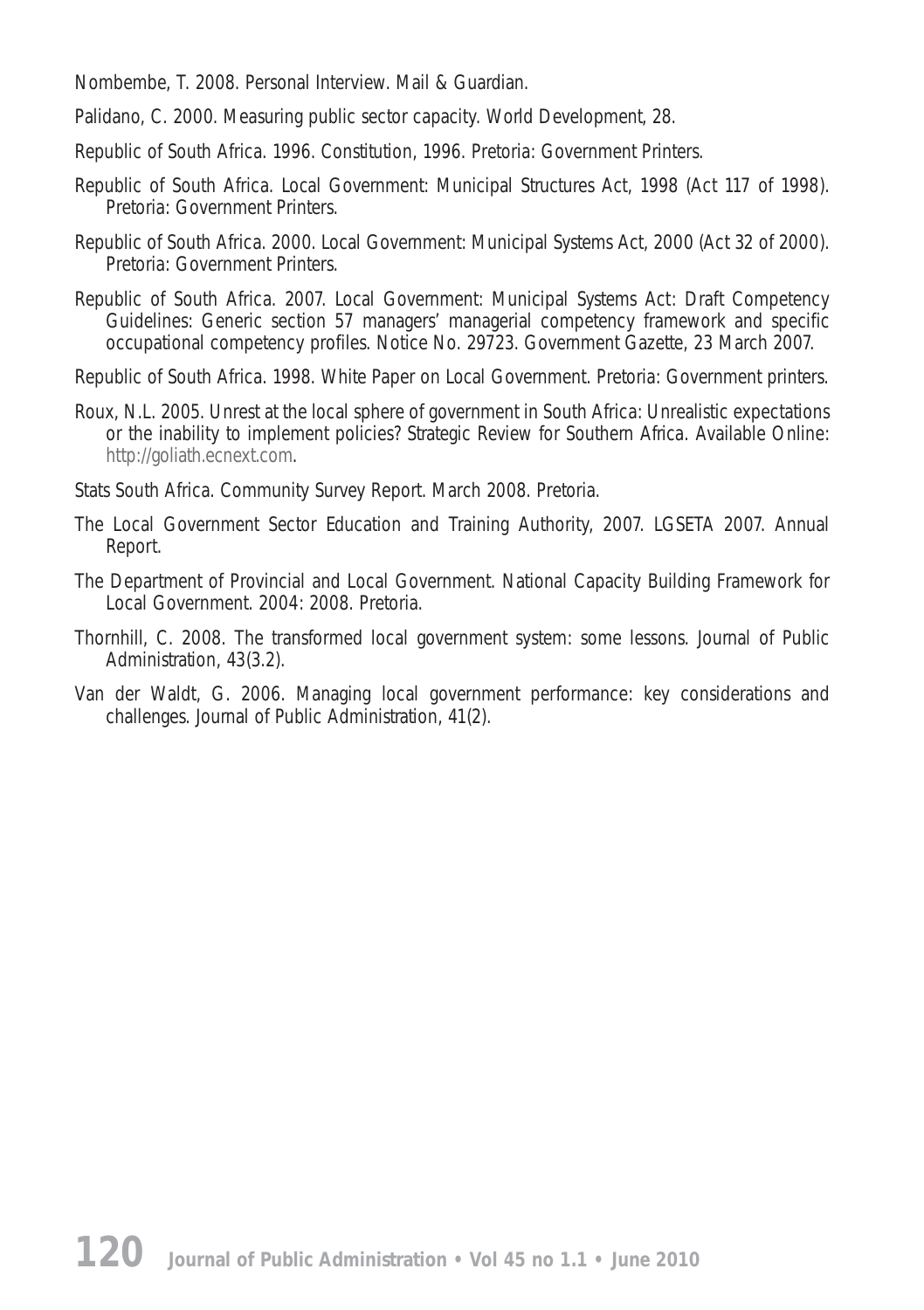Nombembe, T. 2008. Personal Interview. Mail & Guardian.

Palidano, C. 2000. Measuring public sector capacity. World Development, 28.

Republic of South Africa. 1996. Constitution, 1996. Pretoria: Government Printers.

Republic of South Africa. Local Government: Municipal Structures Act, 1998 (Act 117 of 1998). Pretoria: Government Printers.

Republic of South Africa. 2000. Local Government: Municipal Systems Act, 2000 (Act 32 of 2000). Pretoria: Government Printers.

Republic of South Africa. 2007. Local Government: Municipal Systems Act: Draft Competency Guidelines: Generic section 57 managers' managerial competency framework and specific occupational competency profiles. Notice No. 29723. Government Gazette, 23 March 2007.

Republic of South Africa. 1998. White Paper on Local Government. Pretoria: Government printers.

Roux, N.L. 2005. Unrest at the local sphere of government in South Africa: Unrealistic expectations or the inability to implement policies? Strategic Review for Southern Africa. Available Online: http://goliath.ecnext.com.

Stats South Africa. Community Survey Report. March 2008. Pretoria.

The Local Government Sector Education and Training Authority, 2007. LGSETA 2007. Annual Report.

The Department of Provincial and Local Government. National Capacity Building Framework for Local Government. 2004: 2008. Pretoria.

Thornhill, C. 2008. The transformed local government system: some lessons. Journal of Public Administration, 43(3.2).

Van der Waldt, G. 2006. Managing local government performance: key considerations and challenges. Journal of Public Administration, 41(2).